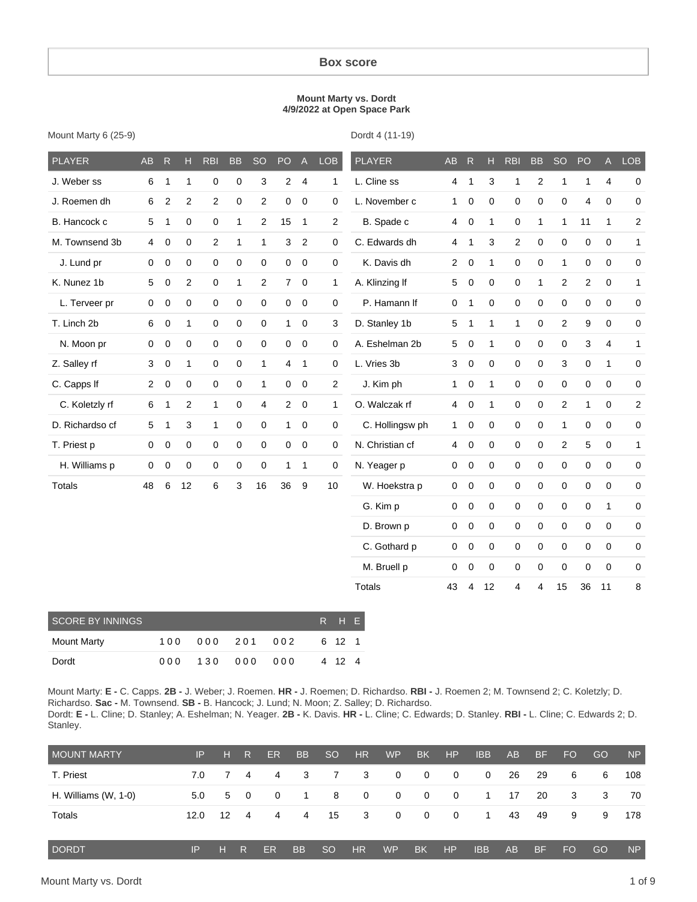# Box score

**Mount Marty vs. Dordt**
**4/9/2022 at Open Space Park**

Mount Marty 6 (25-9)

| PLAYER | AB | R | H | RBI | BB | SO | PO | A | LOB |
|---|---|---|---|---|---|---|---|---|---|
| J. Weber ss | 6 | 1 | 1 | 0 | 0 | 3 | 2 | 4 | 1 |
| J. Roemen dh | 6 | 2 | 2 | 2 | 0 | 2 | 0 | 0 | 0 |
| B. Hancock c | 5 | 1 | 0 | 0 | 1 | 2 | 15 | 1 | 2 |
| M. Townsend 3b | 4 | 0 | 0 | 2 | 1 | 1 | 3 | 2 | 0 |
| J. Lund pr | 0 | 0 | 0 | 0 | 0 | 0 | 0 | 0 | 0 |
| K. Nunez 1b | 5 | 0 | 2 | 0 | 1 | 2 | 7 | 0 | 1 |
| L. Terveer pr | 0 | 0 | 0 | 0 | 0 | 0 | 0 | 0 | 0 |
| T. Linch 2b | 6 | 0 | 1 | 0 | 0 | 0 | 1 | 0 | 3 |
| N. Moon pr | 0 | 0 | 0 | 0 | 0 | 0 | 0 | 0 | 0 |
| Z. Salley rf | 3 | 0 | 1 | 0 | 0 | 1 | 4 | 1 | 0 |
| C. Capps lf | 2 | 0 | 0 | 0 | 0 | 1 | 0 | 0 | 2 |
| C. Koletzly rf | 6 | 1 | 2 | 1 | 0 | 4 | 2 | 0 | 1 |
| D. Richardso cf | 5 | 1 | 3 | 1 | 0 | 0 | 1 | 0 | 0 |
| T. Priest p | 0 | 0 | 0 | 0 | 0 | 0 | 0 | 0 | 0 |
| H. Williams p | 0 | 0 | 0 | 0 | 0 | 0 | 1 | 1 | 0 |
| Totals | 48 | 6 | 12 | 6 | 3 | 16 | 36 | 9 | 10 |

Dordt 4 (11-19)

| PLAYER | AB | R | H | RBI | BB | SO | PO | A | LOB |
|---|---|---|---|---|---|---|---|---|---|
| L. Cline ss | 4 | 1 | 3 | 1 | 2 | 1 | 1 | 4 | 0 |
| L. November c | 1 | 0 | 0 | 0 | 0 | 0 | 4 | 0 | 0 |
| B. Spade c | 4 | 0 | 1 | 0 | 1 | 1 | 11 | 1 | 2 |
| C. Edwards dh | 4 | 1 | 3 | 2 | 0 | 0 | 0 | 0 | 1 |
| K. Davis dh | 2 | 0 | 1 | 0 | 0 | 1 | 0 | 0 | 0 |
| A. Klinzing lf | 5 | 0 | 0 | 0 | 1 | 2 | 2 | 0 | 1 |
| P. Hamann lf | 0 | 1 | 0 | 0 | 0 | 0 | 0 | 0 | 0 |
| D. Stanley 1b | 5 | 1 | 1 | 1 | 0 | 2 | 9 | 0 | 0 |
| A. Eshelman 2b | 5 | 0 | 1 | 0 | 0 | 0 | 3 | 4 | 1 |
| L. Vries 3b | 3 | 0 | 0 | 0 | 0 | 3 | 0 | 1 | 0 |
| J. Kim ph | 1 | 0 | 1 | 0 | 0 | 0 | 0 | 0 | 0 |
| O. Walczak rf | 4 | 0 | 1 | 0 | 0 | 2 | 1 | 0 | 2 |
| C. Hollingsw ph | 1 | 0 | 0 | 0 | 0 | 1 | 0 | 0 | 0 |
| N. Christian cf | 4 | 0 | 0 | 0 | 0 | 2 | 5 | 0 | 1 |
| N. Yeager p | 0 | 0 | 0 | 0 | 0 | 0 | 0 | 0 | 0 |
| W. Hoekstra p | 0 | 0 | 0 | 0 | 0 | 0 | 0 | 0 | 0 |
| G. Kim p | 0 | 0 | 0 | 0 | 0 | 0 | 0 | 1 | 0 |
| D. Brown p | 0 | 0 | 0 | 0 | 0 | 0 | 0 | 0 | 0 |
| C. Gothard p | 0 | 0 | 0 | 0 | 0 | 0 | 0 | 0 | 0 |
| M. Bruell p | 0 | 0 | 0 | 0 | 0 | 0 | 0 | 0 | 0 |
| Totals | 43 | 4 | 12 | 4 | 4 | 15 | 36 | 11 | 8 |

| SCORE BY INNINGS | | | | | R | H | E |
|---|---|---|---|---|---|---|---|
| Mount Marty | 100 | 000 | 201 | 002 | 6 | 12 | 1 |
| Dordt | 000 | 130 | 000 | 000 | 4 | 12 | 4 |

Mount Marty: **E -** C. Capps. **2B -** J. Weber; J. Roemen. **HR -** J. Roemen; D. Richardso. **RBI -** J. Roemen 2; M. Townsend 2; C. Koletzly; D. Richardso. **Sac -** M. Townsend. **SB -** B. Hancock; J. Lund; N. Moon; Z. Salley; D. Richardso.
Dordt: **E -** L. Cline; D. Stanley; A. Eshelman; N. Yeager. **2B -** K. Davis. **HR -** L. Cline; C. Edwards; D. Stanley. **RBI -** L. Cline; C. Edwards 2; D. Stanley.

| MOUNT MARTY | IP | H | R | ER | BB | SO | HR | WP | BK | HP | IBB | AB | BF | FO | GO | NP |
|---|---|---|---|---|---|---|---|---|---|---|---|---|---|---|---|---|
| T. Priest | 7.0 | 7 | 4 | 4 | 3 | 7 | 3 | 0 | 0 | 0 | 0 | 26 | 29 | 6 | 6 | 108 |
| H. Williams (W, 1-0) | 5.0 | 5 | 0 | 0 | 1 | 8 | 0 | 0 | 0 | 0 | 1 | 17 | 20 | 3 | 3 | 70 |
| Totals | 12.0 | 12 | 4 | 4 | 4 | 15 | 3 | 0 | 0 | 0 | 1 | 43 | 49 | 9 | 9 | 178 |

| DORDT | IP | H | R | ER | BB | SO | HR | WP | BK | HP | IBB | AB | BF | FO | GO | NP |
|---|---|---|---|---|---|---|---|---|---|---|---|---|---|---|---|---|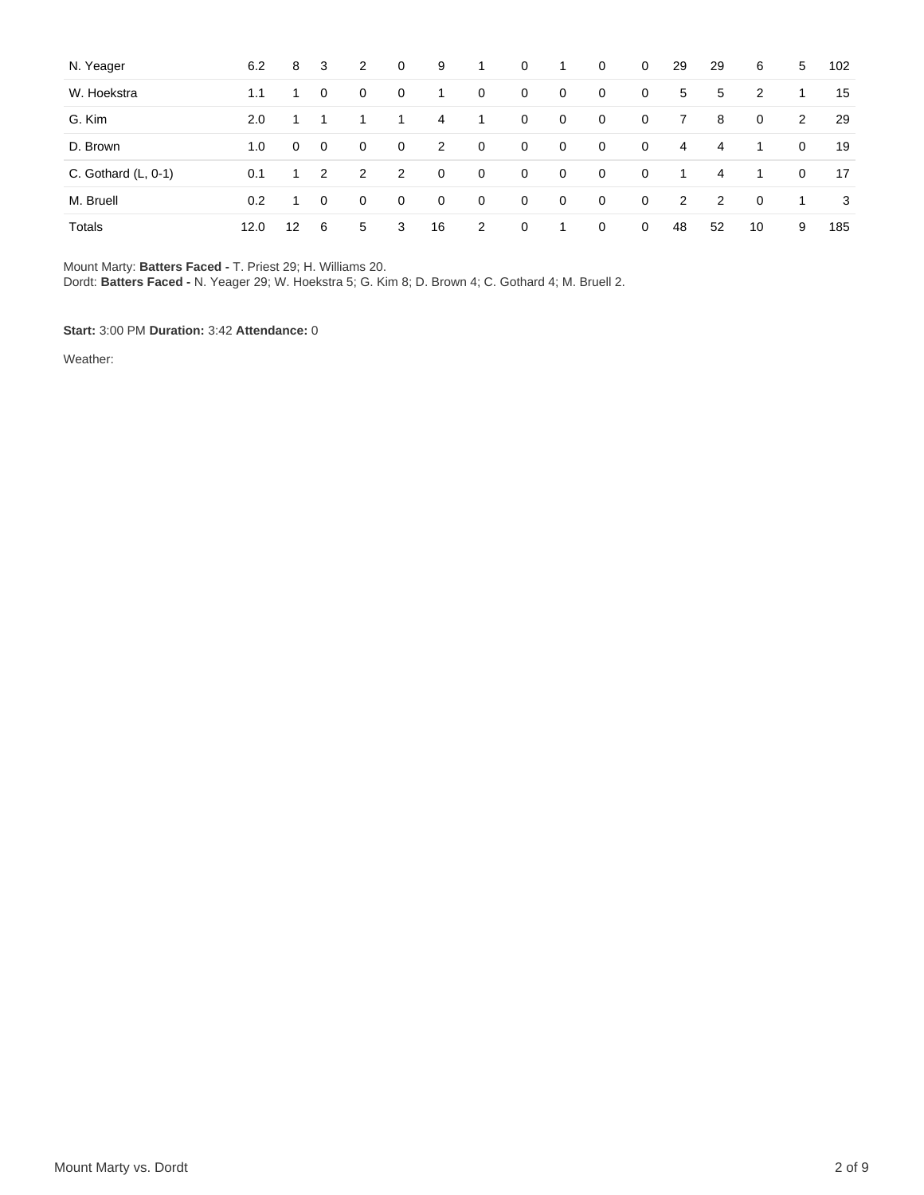| | | | | | | | | | | | | | | | | |
|---|---|---|---|---|---|---|---|---|---|---|---|---|---|---|---|---|
| N. Yeager | 6.2 | 8 | 3 | 2 | 0 | 9 | 1 | 0 | 1 | 0 | 0 | 29 | 29 | 6 | 5 | 102 |
| W. Hoekstra | 1.1 | 1 | 0 | 0 | 0 | 1 | 0 | 0 | 0 | 0 | 0 | 5 | 5 | 2 | 1 | 15 |
| G. Kim | 2.0 | 1 | 1 | 1 | 1 | 4 | 1 | 0 | 0 | 0 | 0 | 7 | 8 | 0 | 2 | 29 |
| D. Brown | 1.0 | 0 | 0 | 0 | 0 | 2 | 0 | 0 | 0 | 0 | 0 | 4 | 4 | 1 | 0 | 19 |
| C. Gothard (L, 0-1) | 0.1 | 1 | 2 | 2 | 2 | 0 | 0 | 0 | 0 | 0 | 0 | 1 | 4 | 1 | 0 | 17 |
| M. Bruell | 0.2 | 1 | 0 | 0 | 0 | 0 | 0 | 0 | 0 | 0 | 0 | 2 | 2 | 0 | 1 | 3 |
| Totals | 12.0 | 12 | 6 | 5 | 3 | 16 | 2 | 0 | 1 | 0 | 0 | 48 | 52 | 10 | 9 | 185 |

Mount Marty: **Batters Faced -** T. Priest 29; H. Williams 20.
Dordt: **Batters Faced -** N. Yeager 29; W. Hoekstra 5; G. Kim 8; D. Brown 4; C. Gothard 4; M. Bruell 2.

**Start:** 3:00 PM **Duration:** 3:42 **Attendance:** 0

Weather: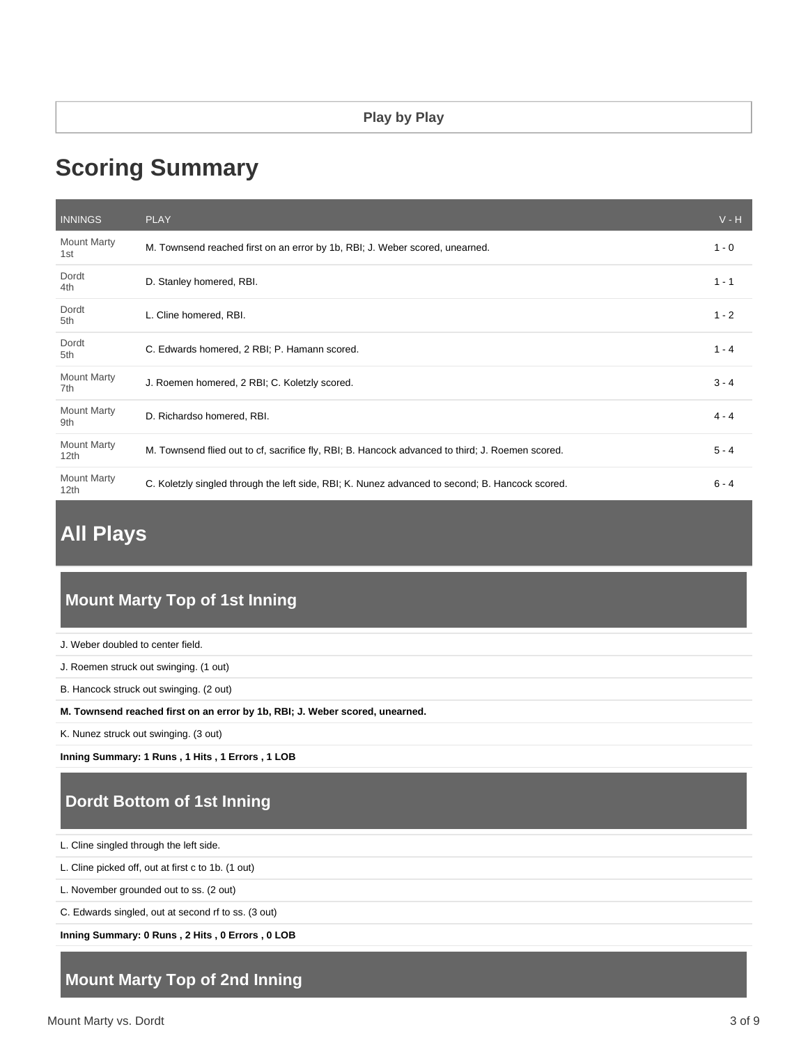Play by Play

# Scoring Summary

| INNINGS | PLAY | V - H |
|---|---|---|
| Mount Marty 1st | M. Townsend reached first on an error by 1b, RBI; J. Weber scored, unearned. | 1 - 0 |
| Dordt 4th | D. Stanley homered, RBI. | 1 - 1 |
| Dordt 5th | L. Cline homered, RBI. | 1 - 2 |
| Dordt 5th | C. Edwards homered, 2 RBI; P. Hamann scored. | 1 - 4 |
| Mount Marty 7th | J. Roemen homered, 2 RBI; C. Koletzly scored. | 3 - 4 |
| Mount Marty 9th | D. Richardso homered, RBI. | 4 - 4 |
| Mount Marty 12th | M. Townsend flied out to cf, sacrifice fly, RBI; B. Hancock advanced to third; J. Roemen scored. | 5 - 4 |
| Mount Marty 12th | C. Koletzly singled through the left side, RBI; K. Nunez advanced to second; B. Hancock scored. | 6 - 4 |

# All Plays

## Mount Marty Top of 1st Inning

J. Weber doubled to center field.

J. Roemen struck out swinging. (1 out)

B. Hancock struck out swinging. (2 out)

**M. Townsend reached first on an error by 1b, RBI; J. Weber scored, unearned.**

K. Nunez struck out swinging. (3 out)

**Inning Summary: 1 Runs , 1 Hits , 1 Errors , 1 LOB**

## Dordt Bottom of 1st Inning

L. Cline singled through the left side.

L. Cline picked off, out at first c to 1b. (1 out)

L. November grounded out to ss. (2 out)

C. Edwards singled, out at second rf to ss. (3 out)

**Inning Summary: 0 Runs , 2 Hits , 0 Errors , 0 LOB**

## Mount Marty Top of 2nd Inning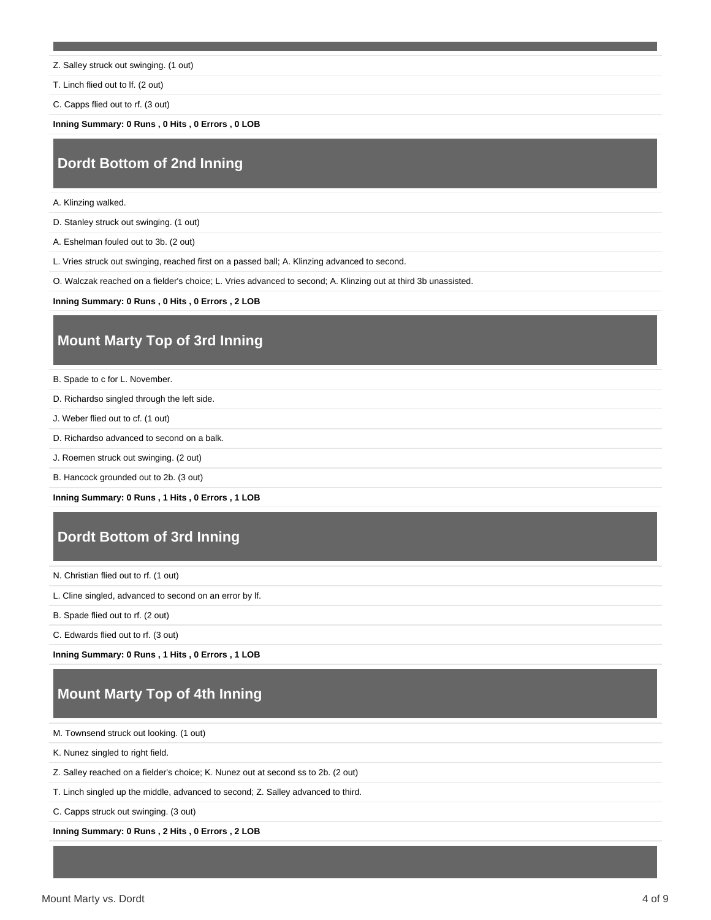Z. Salley struck out swinging. (1 out)

T. Linch flied out to lf. (2 out)

C. Capps flied out to rf. (3 out)

**Inning Summary: 0 Runs , 0 Hits , 0 Errors , 0 LOB**

## Dordt Bottom of 2nd Inning

A. Klinzing walked.

D. Stanley struck out swinging. (1 out)

A. Eshelman fouled out to 3b. (2 out)

L. Vries struck out swinging, reached first on a passed ball; A. Klinzing advanced to second.

O. Walczak reached on a fielder's choice; L. Vries advanced to second; A. Klinzing out at third 3b unassisted.

**Inning Summary: 0 Runs , 0 Hits , 0 Errors , 2 LOB**

## Mount Marty Top of 3rd Inning

B. Spade to c for L. November.

D. Richardso singled through the left side.

J. Weber flied out to cf. (1 out)

D. Richardso advanced to second on a balk.

J. Roemen struck out swinging. (2 out)

B. Hancock grounded out to 2b. (3 out)

**Inning Summary: 0 Runs , 1 Hits , 0 Errors , 1 LOB**

## Dordt Bottom of 3rd Inning

N. Christian flied out to rf. (1 out)

L. Cline singled, advanced to second on an error by lf.

B. Spade flied out to rf. (2 out)

C. Edwards flied out to rf. (3 out)

**Inning Summary: 0 Runs , 1 Hits , 0 Errors , 1 LOB**

## Mount Marty Top of 4th Inning

M. Townsend struck out looking. (1 out)

K. Nunez singled to right field.

Z. Salley reached on a fielder's choice; K. Nunez out at second ss to 2b. (2 out)

T. Linch singled up the middle, advanced to second; Z. Salley advanced to third.

C. Capps struck out swinging. (3 out)

**Inning Summary: 0 Runs , 2 Hits , 0 Errors , 2 LOB**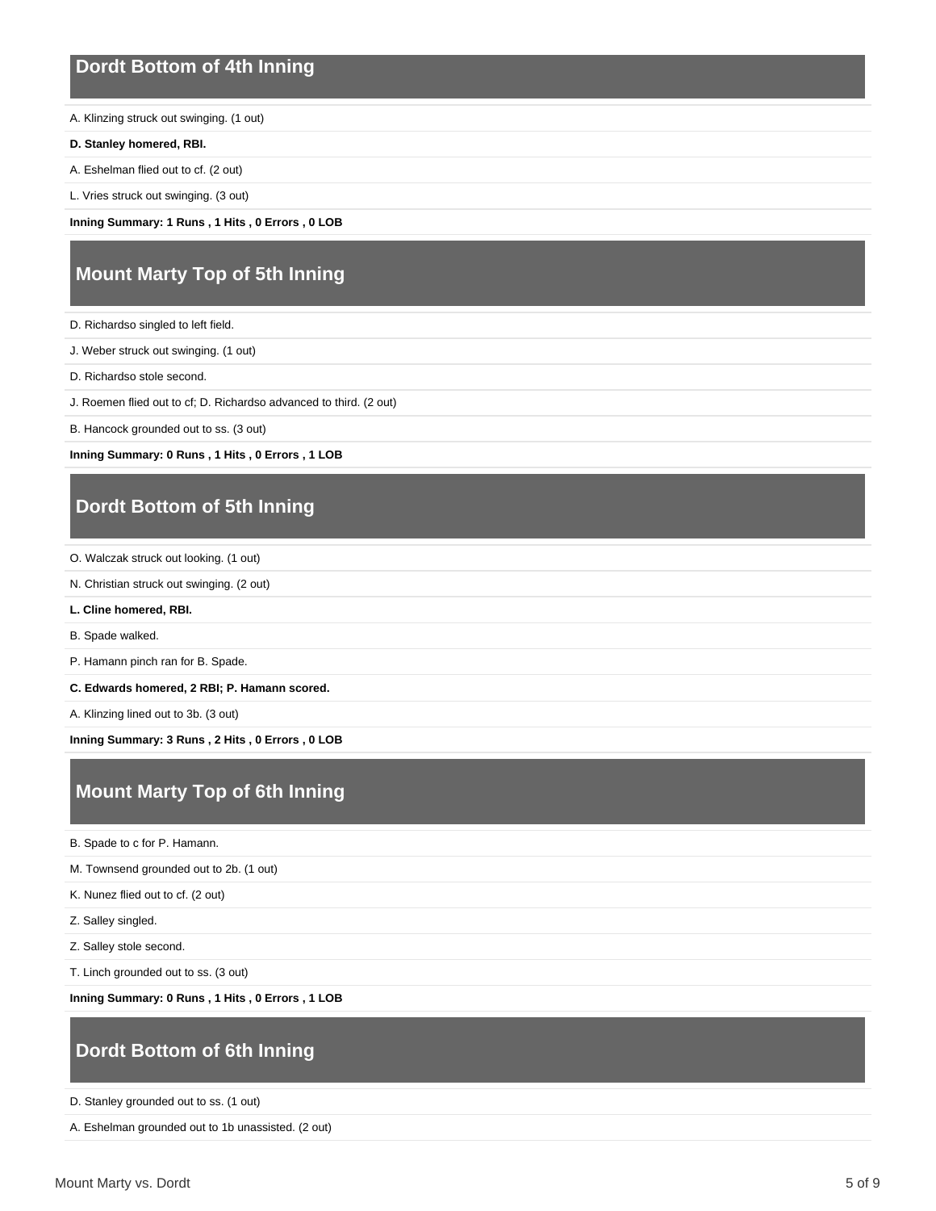## Dordt Bottom of 4th Inning

A. Klinzing struck out swinging. (1 out)

**D. Stanley homered, RBI.**

A. Eshelman flied out to cf. (2 out)

L. Vries struck out swinging. (3 out)

**Inning Summary: 1 Runs , 1 Hits , 0 Errors , 0 LOB**

## Mount Marty Top of 5th Inning

D. Richardso singled to left field.

J. Weber struck out swinging. (1 out)

D. Richardso stole second.

J. Roemen flied out to cf; D. Richardso advanced to third. (2 out)

B. Hancock grounded out to ss. (3 out)

**Inning Summary: 0 Runs , 1 Hits , 0 Errors , 1 LOB**

## Dordt Bottom of 5th Inning

O. Walczak struck out looking. (1 out)

N. Christian struck out swinging. (2 out)

**L. Cline homered, RBI.**

B. Spade walked.

P. Hamann pinch ran for B. Spade.

**C. Edwards homered, 2 RBI; P. Hamann scored.**

A. Klinzing lined out to 3b. (3 out)

**Inning Summary: 3 Runs , 2 Hits , 0 Errors , 0 LOB**

## Mount Marty Top of 6th Inning

B. Spade to c for P. Hamann.

M. Townsend grounded out to 2b. (1 out)

K. Nunez flied out to cf. (2 out)

Z. Salley singled.

Z. Salley stole second.

T. Linch grounded out to ss. (3 out)

**Inning Summary: 0 Runs , 1 Hits , 0 Errors , 1 LOB**

## Dordt Bottom of 6th Inning

D. Stanley grounded out to ss. (1 out)

A. Eshelman grounded out to 1b unassisted. (2 out)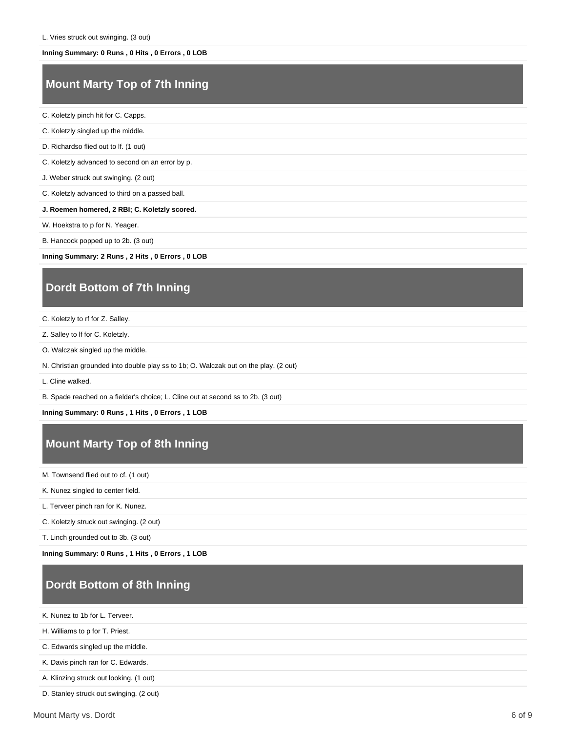L. Vries struck out swinging. (3 out)

**Inning Summary: 0 Runs , 0 Hits , 0 Errors , 0 LOB**

## Mount Marty Top of 7th Inning

C. Koletzly pinch hit for C. Capps.

C. Koletzly singled up the middle.

D. Richardso flied out to lf. (1 out)

C. Koletzly advanced to second on an error by p.

J. Weber struck out swinging. (2 out)

C. Koletzly advanced to third on a passed ball.

**J. Roemen homered, 2 RBI; C. Koletzly scored.**

W. Hoekstra to p for N. Yeager.

B. Hancock popped up to 2b. (3 out)

**Inning Summary: 2 Runs , 2 Hits , 0 Errors , 0 LOB**

## Dordt Bottom of 7th Inning

C. Koletzly to rf for Z. Salley.

Z. Salley to lf for C. Koletzly.

O. Walczak singled up the middle.

N. Christian grounded into double play ss to 1b; O. Walczak out on the play. (2 out)

L. Cline walked.

B. Spade reached on a fielder's choice; L. Cline out at second ss to 2b. (3 out)

**Inning Summary: 0 Runs , 1 Hits , 0 Errors , 1 LOB**

## Mount Marty Top of 8th Inning

M. Townsend flied out to cf. (1 out)

K. Nunez singled to center field.

L. Terveer pinch ran for K. Nunez.

C. Koletzly struck out swinging. (2 out)

T. Linch grounded out to 3b. (3 out)

**Inning Summary: 0 Runs , 1 Hits , 0 Errors , 1 LOB**

## Dordt Bottom of 8th Inning

K. Nunez to 1b for L. Terveer.

H. Williams to p for T. Priest.

C. Edwards singled up the middle.

K. Davis pinch ran for C. Edwards.

A. Klinzing struck out looking. (1 out)

D. Stanley struck out swinging. (2 out)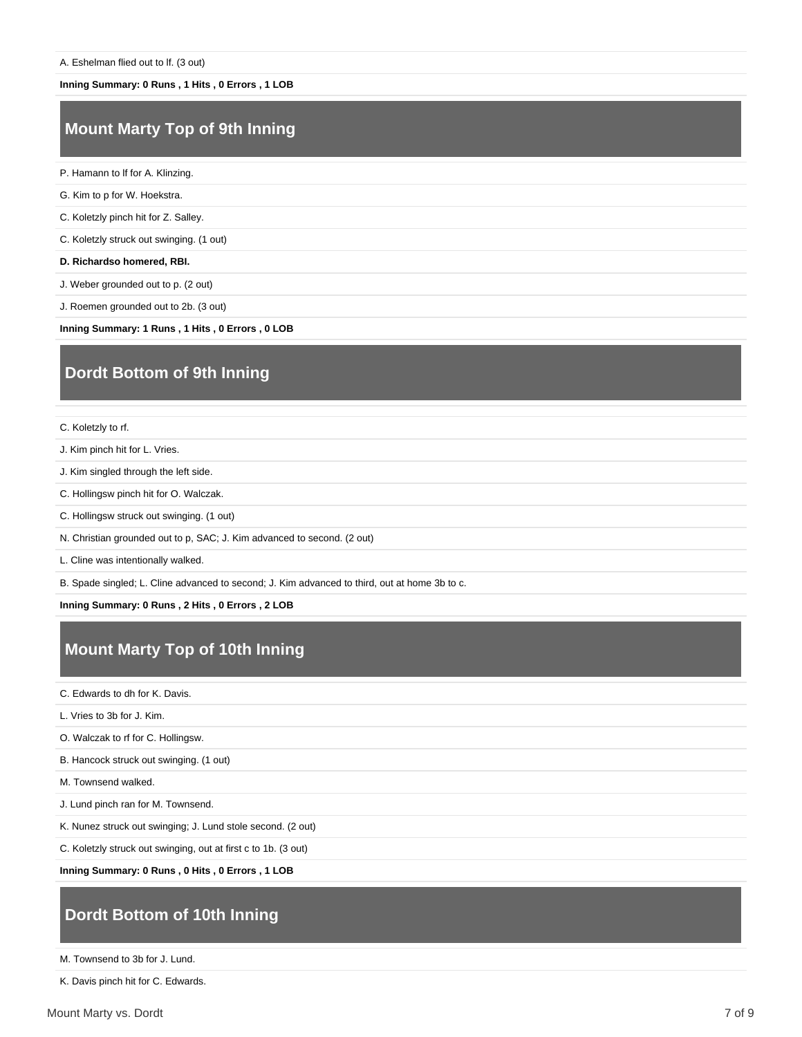A. Eshelman flied out to lf. (3 out)

**Inning Summary: 0 Runs , 1 Hits , 0 Errors , 1 LOB**

## Mount Marty Top of 9th Inning

P. Hamann to lf for A. Klinzing.

G. Kim to p for W. Hoekstra.

C. Koletzly pinch hit for Z. Salley.

C. Koletzly struck out swinging. (1 out)

**D. Richardso homered, RBI.**

J. Weber grounded out to p. (2 out)

J. Roemen grounded out to 2b. (3 out)

**Inning Summary: 1 Runs , 1 Hits , 0 Errors , 0 LOB**

## Dordt Bottom of 9th Inning

C. Koletzly to rf.

J. Kim pinch hit for L. Vries.

J. Kim singled through the left side.

C. Hollingsw pinch hit for O. Walczak.

C. Hollingsw struck out swinging. (1 out)

N. Christian grounded out to p, SAC; J. Kim advanced to second. (2 out)

L. Cline was intentionally walked.

B. Spade singled; L. Cline advanced to second; J. Kim advanced to third, out at home 3b to c.

**Inning Summary: 0 Runs , 2 Hits , 0 Errors , 2 LOB**

## Mount Marty Top of 10th Inning

C. Edwards to dh for K. Davis.

L. Vries to 3b for J. Kim.

O. Walczak to rf for C. Hollingsw.

B. Hancock struck out swinging. (1 out)

M. Townsend walked.

J. Lund pinch ran for M. Townsend.

K. Nunez struck out swinging; J. Lund stole second. (2 out)

C. Koletzly struck out swinging, out at first c to 1b. (3 out)

**Inning Summary: 0 Runs , 0 Hits , 0 Errors , 1 LOB**

## Dordt Bottom of 10th Inning

M. Townsend to 3b for J. Lund.

K. Davis pinch hit for C. Edwards.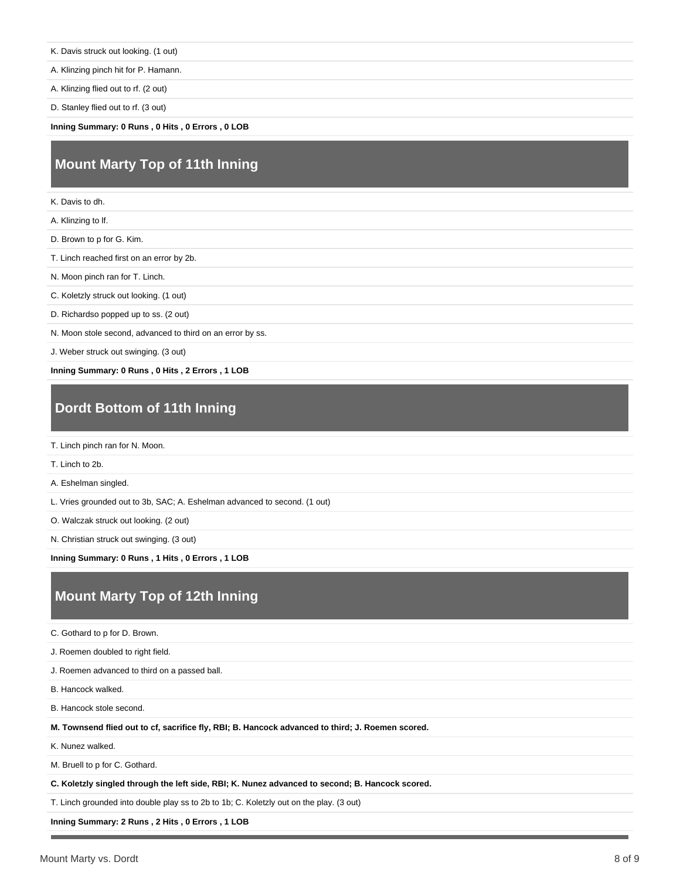K. Davis struck out looking. (1 out)

A. Klinzing pinch hit for P. Hamann.

A. Klinzing flied out to rf. (2 out)

D. Stanley flied out to rf. (3 out)

**Inning Summary: 0 Runs , 0 Hits , 0 Errors , 0 LOB**

## Mount Marty Top of 11th Inning

K. Davis to dh.

A. Klinzing to lf.

D. Brown to p for G. Kim.

T. Linch reached first on an error by 2b.

N. Moon pinch ran for T. Linch.

C. Koletzly struck out looking. (1 out)

D. Richardso popped up to ss. (2 out)

N. Moon stole second, advanced to third on an error by ss.

J. Weber struck out swinging. (3 out)

**Inning Summary: 0 Runs , 0 Hits , 2 Errors , 1 LOB**

## Dordt Bottom of 11th Inning

T. Linch pinch ran for N. Moon.

T. Linch to 2b.

A. Eshelman singled.

L. Vries grounded out to 3b, SAC; A. Eshelman advanced to second. (1 out)

O. Walczak struck out looking. (2 out)

N. Christian struck out swinging. (3 out)

**Inning Summary: 0 Runs , 1 Hits , 0 Errors , 1 LOB**

## Mount Marty Top of 12th Inning

C. Gothard to p for D. Brown.

J. Roemen doubled to right field.

J. Roemen advanced to third on a passed ball.

B. Hancock walked.

B. Hancock stole second.

**M. Townsend flied out to cf, sacrifice fly, RBI; B. Hancock advanced to third; J. Roemen scored.**

K. Nunez walked.

M. Bruell to p for C. Gothard.

**C. Koletzly singled through the left side, RBI; K. Nunez advanced to second; B. Hancock scored.**

T. Linch grounded into double play ss to 2b to 1b; C. Koletzly out on the play. (3 out)

**Inning Summary: 2 Runs , 2 Hits , 0 Errors , 1 LOB**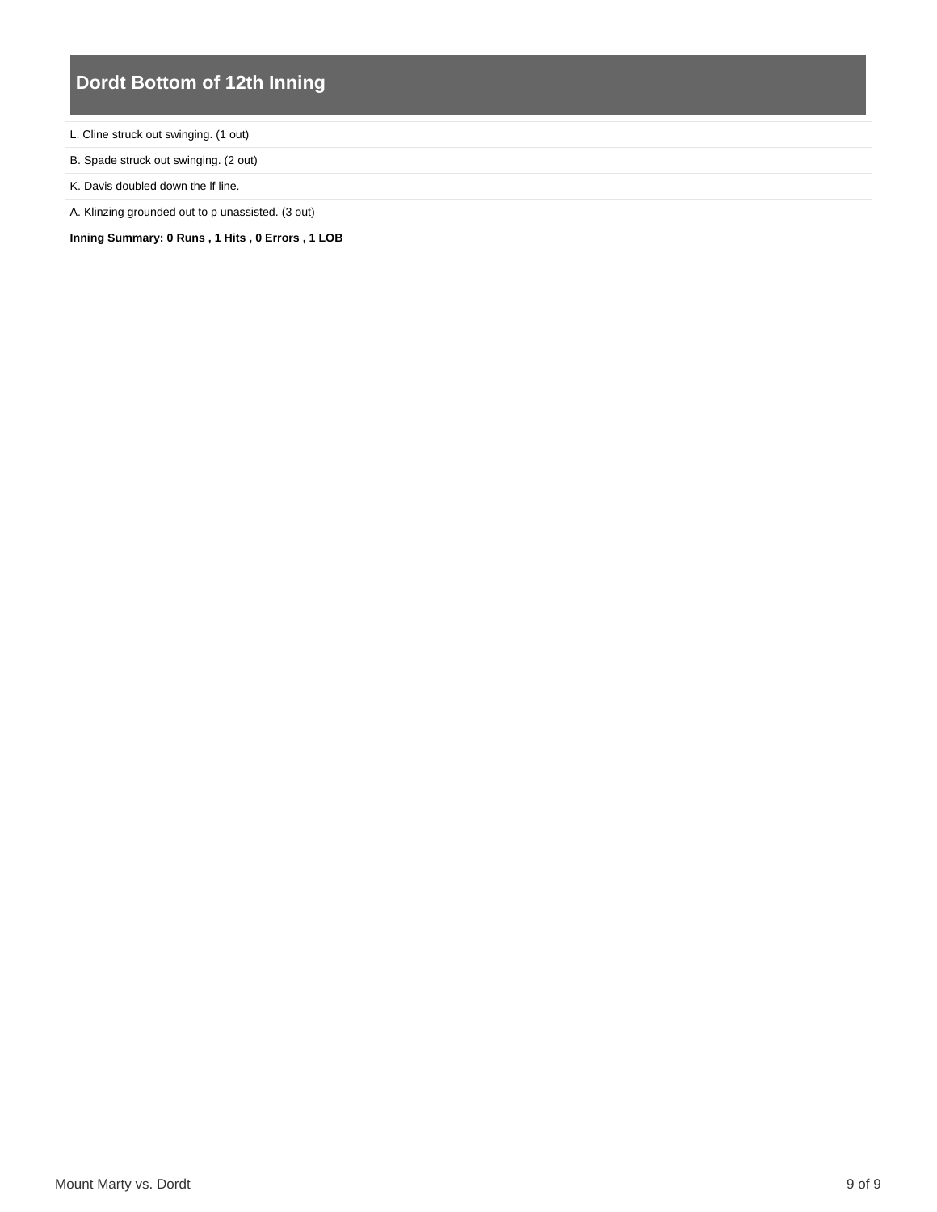## Dordt Bottom of 12th Inning

L. Cline struck out swinging. (1 out)

B. Spade struck out swinging. (2 out)

K. Davis doubled down the lf line.

A. Klinzing grounded out to p unassisted. (3 out)

**Inning Summary: 0 Runs , 1 Hits , 0 Errors , 1 LOB**